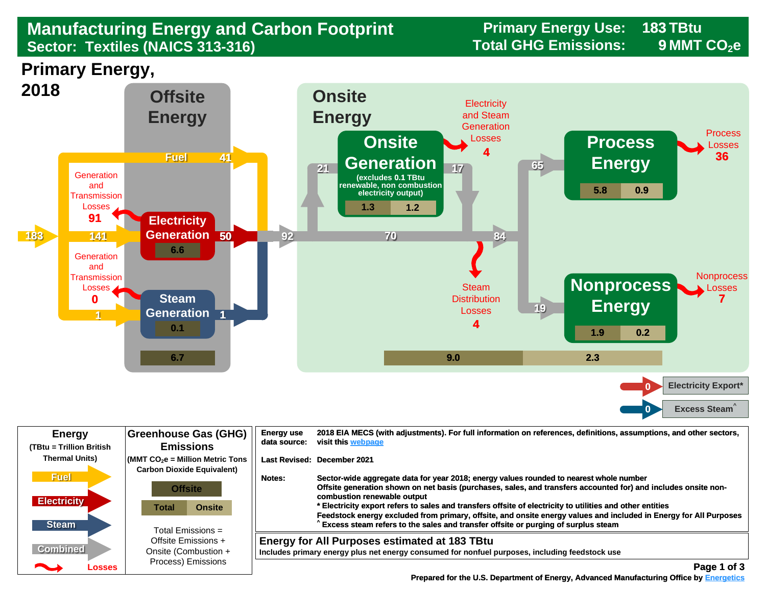# Manufacturing Energy and Carbon Footprint

## Sector: Textiles (NAICS 313-316)

**Primary Energy Use:** 183 TBtu
**Total GHG Emissions:** 9 MMT $CO_2e$

## Primary Energy, 2018

Offsite Energy

Onsite Energy

183

Fuel 41

141

Generation and Transmission Losses
91

Electricity Generation
6.6

50

Generation and Transmission Losses
0

1

Steam Generation
0.1

1

6.7

92

21

Onsite Generation
(excludes 0.1 TBtu renewable, non combustion electricity output)
1.3 | 1.2

17

Electricity and Steam Generation Losses
4

70

84

Steam Distribution Losses
4

65

Process Energy
5.8 | 0.9

Process Losses
36

19

Nonprocess Energy
1.9 | 0.2

Nonprocess Losses
7

9.0 | 2.3

0 Electricity Export*

0 Excess Steam^

**Energy**
(TBtu = Trillion British Thermal Units)

Fuel
Electricity
Steam
Combined
Losses

**Greenhouse Gas (GHG) Emissions**
(MMT $CO_2e$ = Million Metric Tons Carbon Dioxide Equivalent)

Offsite
Total | Onsite

Total Emissions = Offsite Emissions + Onsite (Combustion + Process) Emissions

| | |
|---|---|
| Energy use data source: | 2018 EIA MECS (with adjustments). For full information on references, definitions, assumptions, and other sectors, visit this webpage |
| Last Revised: | December 2021 |
| Notes: | Sector-wide aggregate data for year 2018; energy values rounded to nearest whole number<br>Offsite generation shown on net basis (purchases, sales, and transfers accounted for) and includes onsite non-combustion renewable output<br>* Electricity export refers to sales and transfers offsite of electricity to utilities and other entities<br>Feedstock energy excluded from primary, offsite, and onsite energy values and included in Energy for All Purposes<br>^ Excess steam refers to the sales and transfer offsite or purging of surplus steam |

**Energy for All Purposes estimated at 183 TBtu**
Includes primary energy plus net energy consumed for nonfuel purposes, including feedstock use

Prepared for the U.S. Department of Energy, Advanced Manufacturing Office by Energetics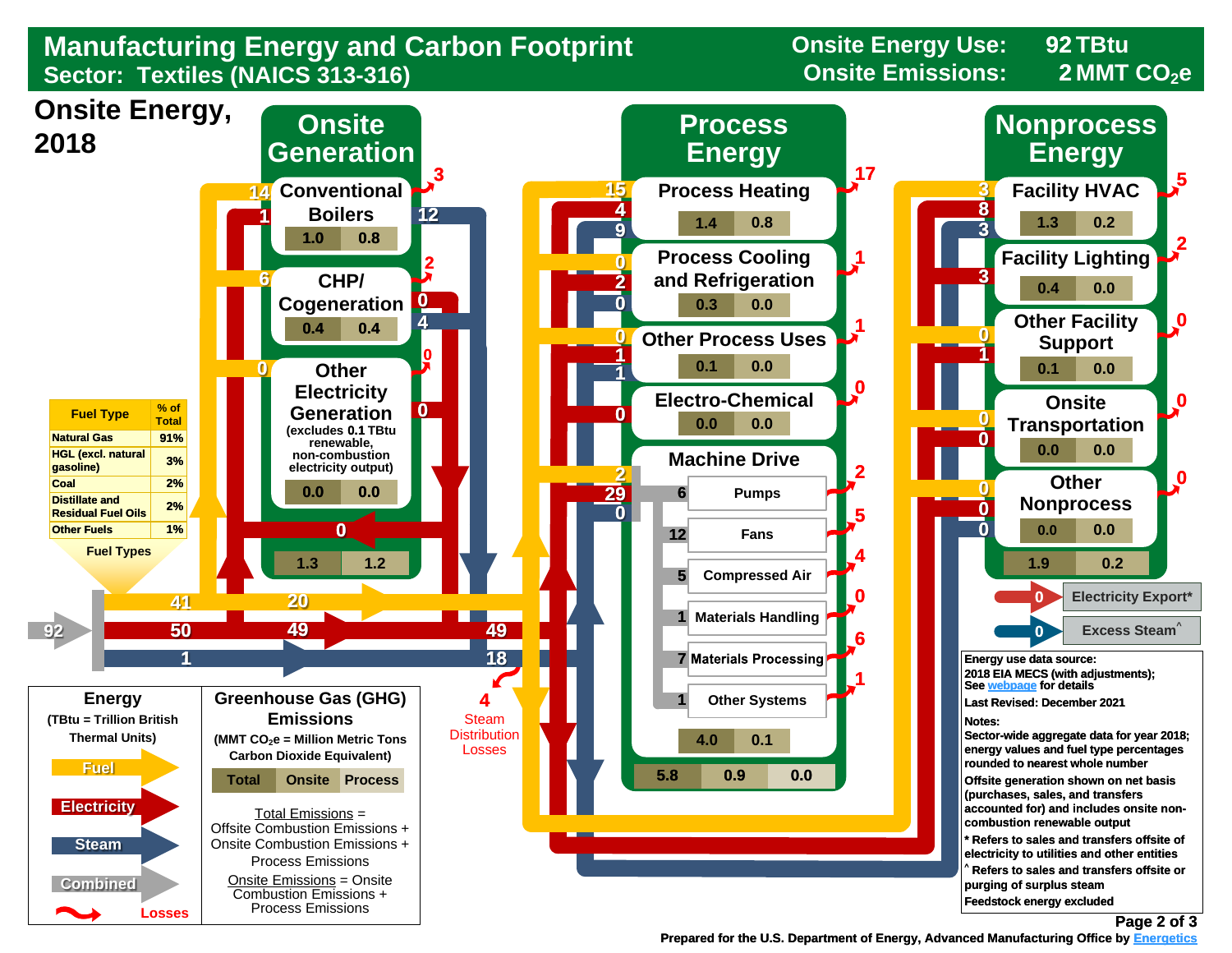# Manufacturing Energy and Carbon Footprint

## Sector: Textiles (NAICS 313-316)

Onsite Energy Use: 92 TBtu
Onsite Emissions: 2 MMT $CO_2e$

## Onsite Energy, 2018

| Fuel Type | % of Total |
|---|---|
| Natural Gas | 91% |
| HGL (excl. natural gasoline) | 3% |
| Coal | 2% |
| Distillate and Residual Fuel Oils | 2% |
| Other Fuels | 1% |

Fuel Types

92
41
50
1
20
49
49
18

4
Steam Distribution Losses

### Onsite Generation

Conventional Boilers
14
1
1.0 0.8
3
12

CHP/ Cogeneration
6
0.4 0.4
2
0
4

Other Electricity Generation
(excludes 0.1 TBtu renewable, non-combustion electricity output)
0
0.0 0.0
0
0

0

1.3 1.2

### Process Energy

Process Heating
15
4
9
1.4 0.8
17

Process Cooling and Refrigeration
0
2
0
0.3 0.0
1

Other Process Uses
0
1
1
0.1 0.0
1

Electro-Chemical
0
0.0 0.0
0

Machine Drive
2
29
0

6 Pumps 2
12 Fans 5
5 Compressed Air 4
1 Materials Handling 0
7 Materials Processing 6
1 Other Systems 1

4.0 0.1

5.8 0.9 0.0

### Nonprocess Energy

Facility HVAC
3
8
3
1.3 0.2
5

Facility Lighting
3
0.4 0.0
2

Other Facility Support
0
1
0.1 0.0
0

Onsite Transportation
0
0
0.0 0.0
0

Other Nonprocess
0
0
0
0.0 0.0
0

1.9 0.2

0 Electricity Export*
0 Excess Steam^

**Energy** (TBtu = Trillion British Thermal Units)

Fuel
Electricity
Steam
Combined
Losses

**Greenhouse Gas (GHG) Emissions**
(MMT $CO_2e$ = Million Metric Tons Carbon Dioxide Equivalent)

Total | Onsite | Process

Total Emissions = Offsite Combustion Emissions + Onsite Combustion Emissions + Process Emissions

Onsite Emissions = Onsite Combustion Emissions + Process Emissions

**Energy use data source:**
**2018 EIA MECS (with adjustments); See webpage for details**

**Last Revised: December 2021**

**Notes:**
**Sector-wide aggregate data for year 2018; energy values and fuel type percentages rounded to nearest whole number**

**Offsite generation shown on net basis (purchases, sales, and transfers accounted for) and includes onsite non-combustion renewable output**

**\* Refers to sales and transfers offsite of electricity to utilities and other entities**

**^ Refers to sales and transfers offsite or purging of surplus steam**

**Feedstock energy excluded**

Prepared for the U.S. Department of Energy, Advanced Manufacturing Office by Energetics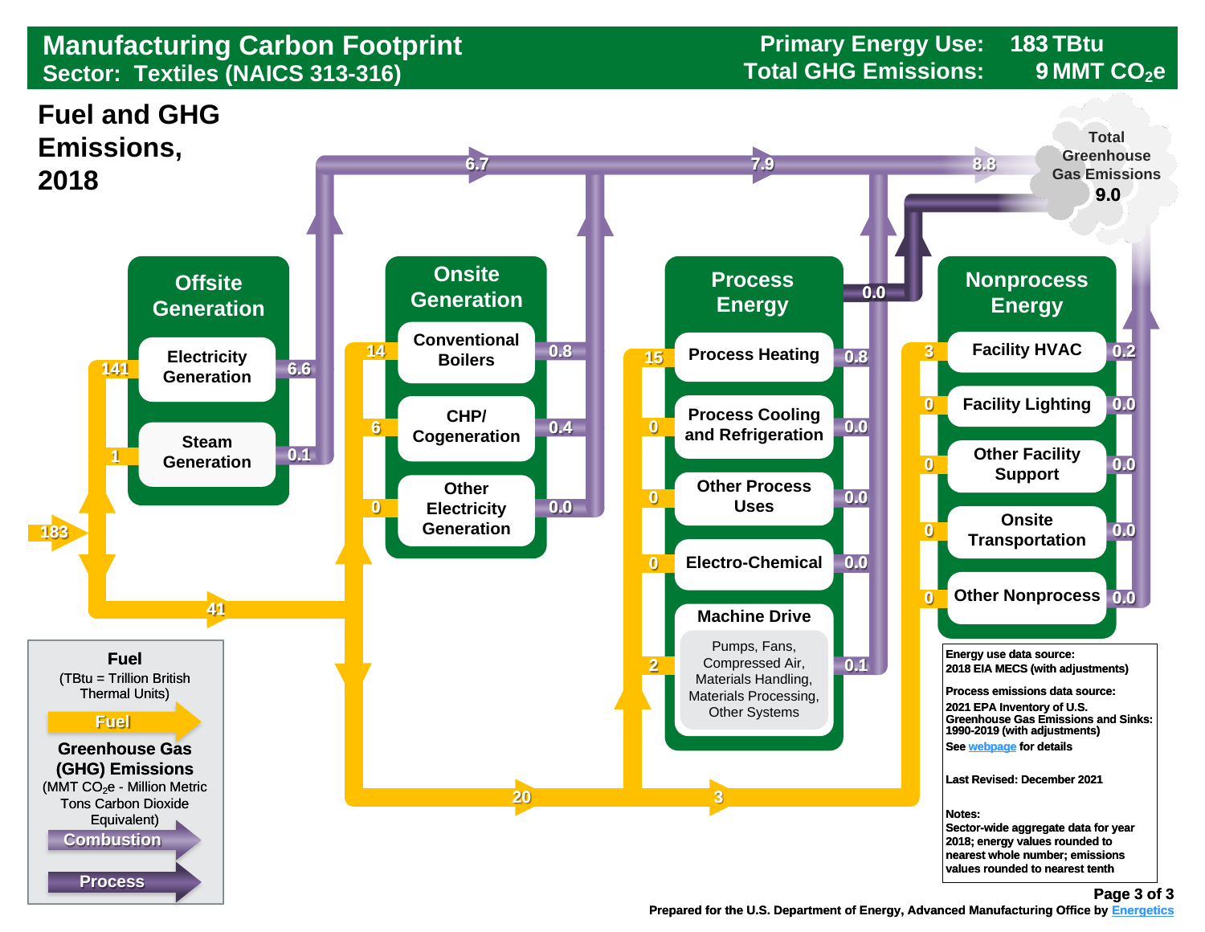# Manufacturing Carbon Footprint

## Sector: Textiles (NAICS 313-316)

**Primary Energy Use:** 183 TBtu

**Total GHG Emissions:** 9 MMT $CO_2e$

## Fuel and GHG Emissions, 2018

183

**Offsite Generation**

- Electricity Generation: 141 → 6.6
- Steam Generation: 1 → 0.1

41

**Onsite Generation**

- Conventional Boilers: 14 → 0.8
- CHP/ Cogeneration: 6 → 0.4
- Other Electricity Generation: 0 → 0.0

20

**Process Energy** (0.0)

- Process Heating: 15 → 0.8
- Process Cooling and Refrigeration: 0 → 0.0
- Other Process Uses: 0 → 0.0
- Electro-Chemical: 0 → 0.0
- Machine Drive: 2 → 0.1
  - Pumps, Fans, Compressed Air, Materials Handling, Materials Processing, Other Systems

3

**Nonprocess Energy**

- Facility HVAC: 3 → 0.2
- Facility Lighting: 0 → 0.0
- Other Facility Support: 0 → 0.0
- Onsite Transportation: 0 → 0.0
- Other Nonprocess: 0 → 0.0

6.7

7.9

8.8

Total Greenhouse Gas Emissions 9.0

**Fuel**
(TBtu = Trillion British Thermal Units)

Fuel

**Greenhouse Gas (GHG) Emissions**
(MMT $CO_2e$ - Million Metric Tons Carbon Dioxide Equivalent)

Combustion

Process

**Energy use data source:**
**2018 EIA MECS (with adjustments)**

**Process emissions data source:**
**2021 EPA Inventory of U.S. Greenhouse Gas Emissions and Sinks: 1990-2019 (with adjustments)**

**See webpage for details**

**Last Revised: December 2021**

**Notes:**
**Sector-wide aggregate data for year 2018; energy values rounded to nearest whole number; emissions values rounded to nearest tenth**

**Prepared for the U.S. Department of Energy, Advanced Manufacturing Office by Energetics**